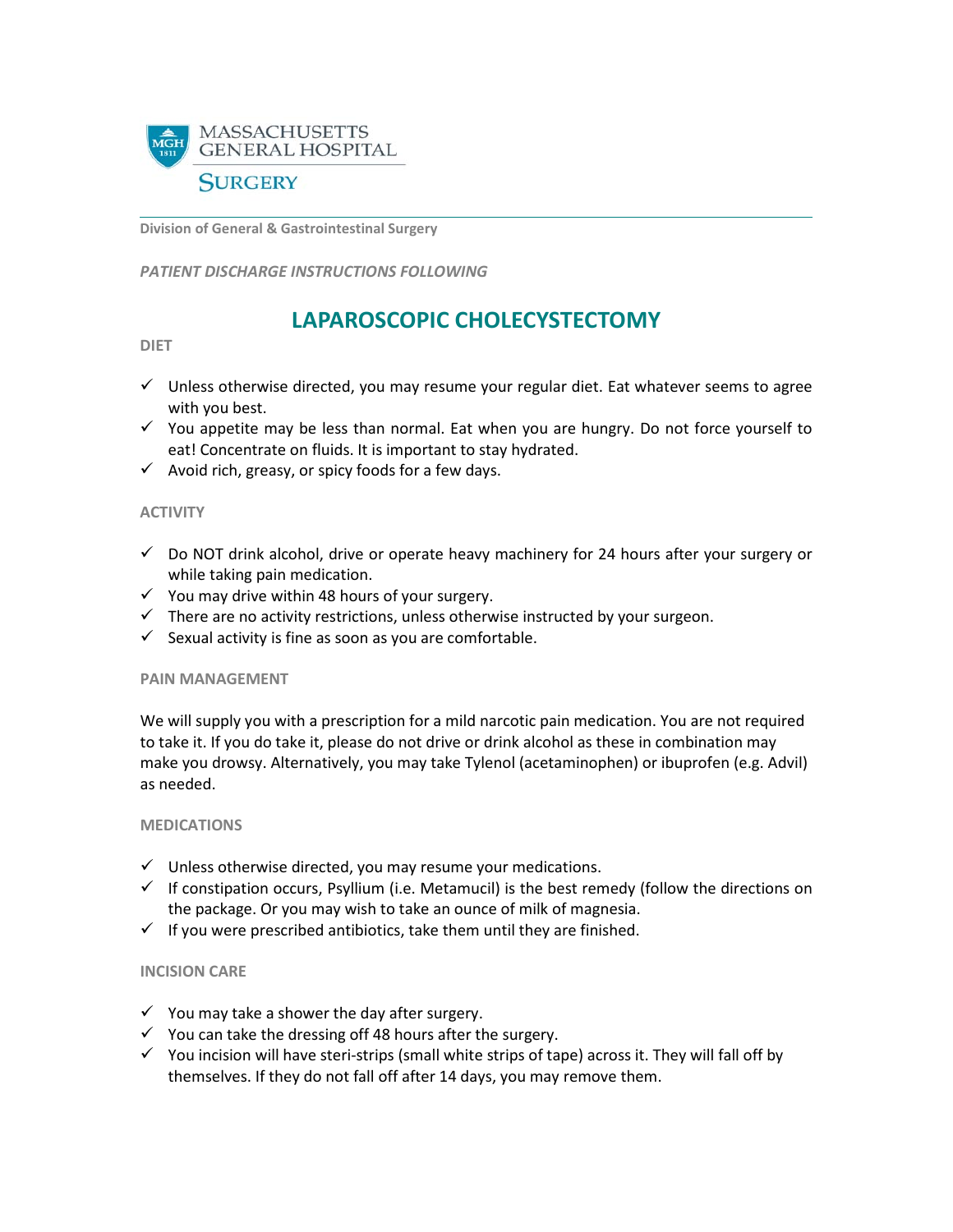MASSACHUSETTS GENERAL HOSPITAL

SURGERY

Division of General & Gastrointestinal Surgery

*PATIENT DISCHARGE INSTRUCTIONS FOLLOWING*

# LAPAROSCOPIC CHOLECYSTECTOMY

## DIET

- ✓ Unless otherwise directed, you may resume your regular diet. Eat whatever seems to agree with you best.
- ✓ You appetite may be less than normal. Eat when you are hungry. Do not force yourself to eat! Concentrate on fluids. It is important to stay hydrated.
- ✓ Avoid rich, greasy, or spicy foods for a few days.

## ACTIVITY

- ✓ Do NOT drink alcohol, drive or operate heavy machinery for 24 hours after your surgery or while taking pain medication.
- ✓ You may drive within 48 hours of your surgery.
- ✓ There are no activity restrictions, unless otherwise instructed by your surgeon.
- ✓ Sexual activity is fine as soon as you are comfortable.

## PAIN MANAGEMENT

We will supply you with a prescription for a mild narcotic pain medication. You are not required to take it. If you do take it, please do not drive or drink alcohol as these in combination may make you drowsy. Alternatively, you may take Tylenol (acetaminophen) or ibuprofen (e.g. Advil) as needed.

## MEDICATIONS

- ✓ Unless otherwise directed, you may resume your medications.
- ✓ If constipation occurs, Psyllium (i.e. Metamucil) is the best remedy (follow the directions on the package. Or you may wish to take an ounce of milk of magnesia.
- ✓ If you were prescribed antibiotics, take them until they are finished.

## INCISION CARE

- ✓ You may take a shower the day after surgery.
- ✓ You can take the dressing off 48 hours after the surgery.
- ✓ You incision will have steri-strips (small white strips of tape) across it. They will fall off by themselves. If they do not fall off after 14 days, you may remove them.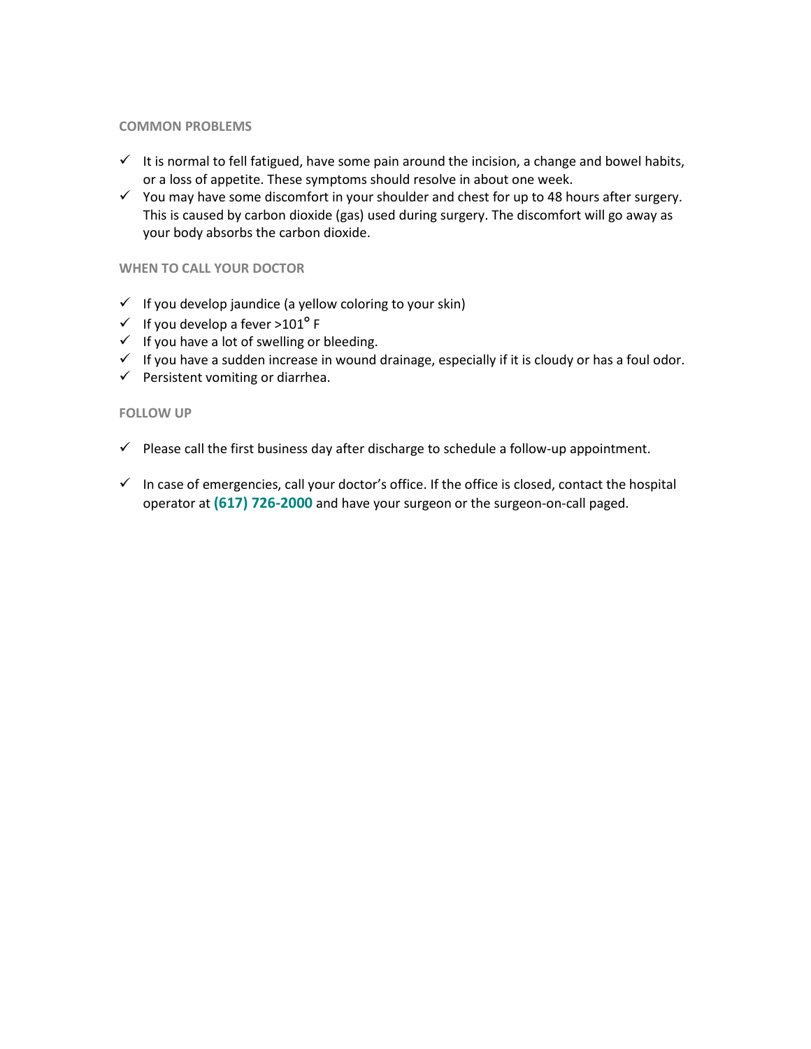## COMMON PROBLEMS

- ✓ It is normal to fell fatigued, have some pain around the incision, a change and bowel habits, or a loss of appetite. These symptoms should resolve in about one week.
- ✓ You may have some discomfort in your shoulder and chest for up to 48 hours after surgery. This is caused by carbon dioxide (gas) used during surgery. The discomfort will go away as your body absorbs the carbon dioxide.

## WHEN TO CALL YOUR DOCTOR

- ✓ If you develop jaundice (a yellow coloring to your skin)
- ✓ If you develop a fever >101° F
- ✓ If you have a lot of swelling or bleeding.
- ✓ If you have a sudden increase in wound drainage, especially if it is cloudy or has a foul odor.
- ✓ Persistent vomiting or diarrhea.

## FOLLOW UP

- ✓ Please call the first business day after discharge to schedule a follow-up appointment.
- ✓ In case of emergencies, call your doctor's office. If the office is closed, contact the hospital operator at **(617) 726-2000** and have your surgeon or the surgeon-on-call paged.